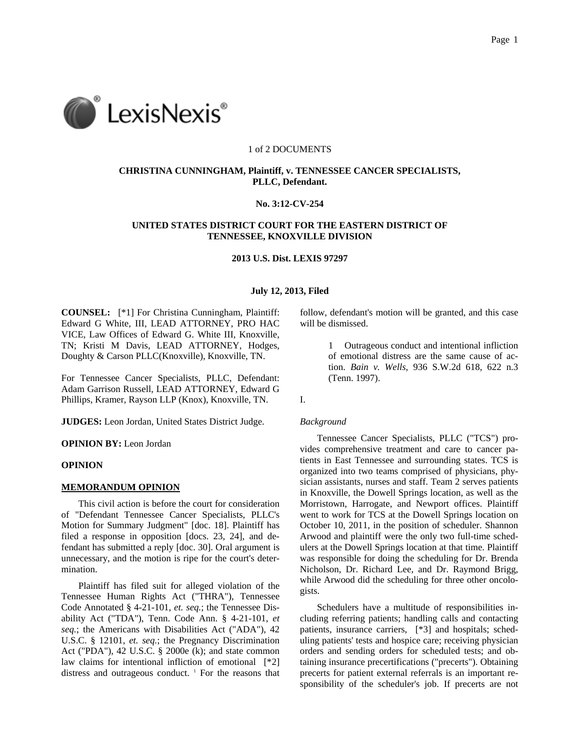1 of 2 DOCUMENTS

**CHRISTINA CUNNINGHAM, Plaintiff, v. TENNESSEE CANCER SPECIALISTS, PLLC, Defendant.**

**No. 3:12-CV-254**

**UNITED STATES DISTRICT COURT FOR THE EASTERN DISTRICT OF TENNESSEE, KNOXVILLE DIVISION**

**2013 U.S. Dist. LEXIS 97297**

**July 12, 2013, Filed**

**COUNSEL:** [*1] For Christina Cunningham, Plaintiff: Edward G White, III, LEAD ATTORNEY, PRO HAC VICE, Law Offices of Edward G. White III, Knoxville, TN; Kristi M Davis, LEAD ATTORNEY, Hodges, Doughty & Carson PLLC(Knoxville), Knoxville, TN.

For Tennessee Cancer Specialists, PLLC, Defendant: Adam Garrison Russell, LEAD ATTORNEY, Edward G Phillips, Kramer, Rayson LLP (Knox), Knoxville, TN.

**JUDGES:** Leon Jordan, United States District Judge.

**OPINION BY:** Leon Jordan

**OPINION**

**MEMORANDUM OPINION**

This civil action is before the court for consideration of "Defendant Tennessee Cancer Specialists, PLLC's Motion for Summary Judgment" [doc. 18]. Plaintiff has filed a response in opposition [docs. 23, 24], and defendant has submitted a reply [doc. 30]. Oral argument is unnecessary, and the motion is ripe for the court's determination.

Plaintiff has filed suit for alleged violation of the Tennessee Human Rights Act ("THRA"), Tennessee Code Annotated § 4-21-101, *et. seq.*; the Tennessee Disability Act ("TDA"), Tenn. Code Ann. § 4-21-101, *et seq.*; the Americans with Disabilities Act ("ADA"), 42 U.S.C. § 12101, *et. seq.*; the Pregnancy Discrimination Act ("PDA"), 42 U.S.C. § 2000e (k); and state common law claims for intentional infliction of emotional [*2] distress and outrageous conduct. [1] For the reasons that follow, defendant's motion will be granted, and this case will be dismissed.

1 Outrageous conduct and intentional infliction of emotional distress are the same cause of action. *Bain v. Wells*, 936 S.W.2d 618, 622 n.3 (Tenn. 1997).

I.

*Background*

Tennessee Cancer Specialists, PLLC ("TCS") provides comprehensive treatment and care to cancer patients in East Tennessee and surrounding states. TCS is organized into two teams comprised of physicians, physician assistants, nurses and staff. Team 2 serves patients in Knoxville, the Dowell Springs location, as well as the Morristown, Harrogate, and Newport offices. Plaintiff went to work for TCS at the Dowell Springs location on October 10, 2011, in the position of scheduler. Shannon Arwood and plaintiff were the only two full-time schedulers at the Dowell Springs location at that time. Plaintiff was responsible for doing the scheduling for Dr. Brenda Nicholson, Dr. Richard Lee, and Dr. Raymond Brigg, while Arwood did the scheduling for three other oncologists.

Schedulers have a multitude of responsibilities including referring patients; handling calls and contacting patients, insurance carriers, [*3] and hospitals; scheduling patients' tests and hospice care; receiving physician orders and sending orders for scheduled tests; and obtaining insurance precertifications ("precerts"). Obtaining precerts for patient external referrals is an important responsibility of the scheduler's job. If precerts are not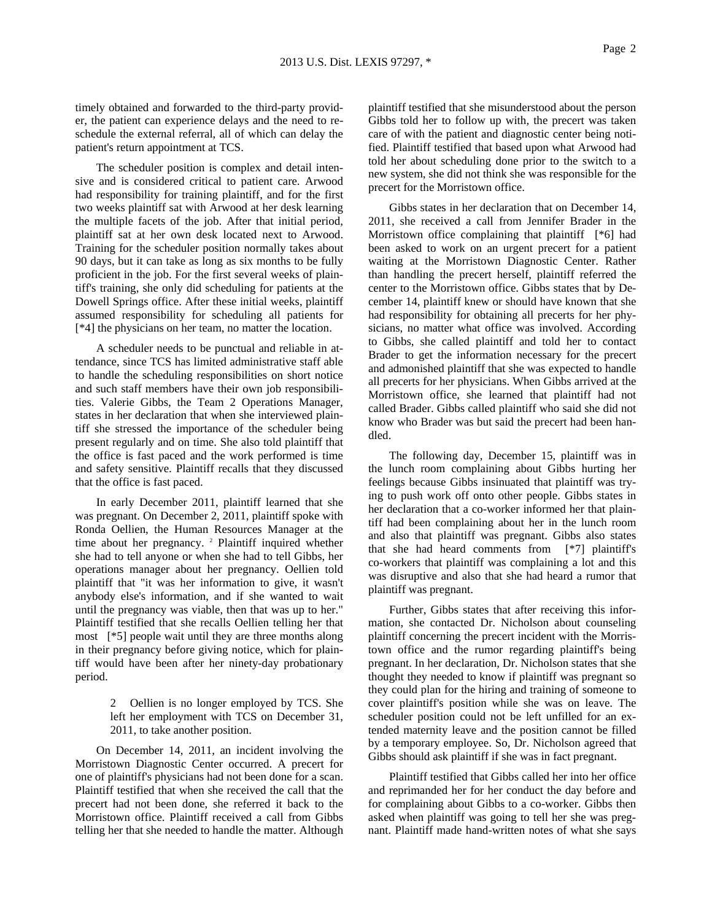timely obtained and forwarded to the third-party provider, the patient can experience delays and the need to reschedule the external referral, all of which can delay the patient's return appointment at TCS.

The scheduler position is complex and detail intensive and is considered critical to patient care. Arwood had responsibility for training plaintiff, and for the first two weeks plaintiff sat with Arwood at her desk learning the multiple facets of the job. After that initial period, plaintiff sat at her own desk located next to Arwood. Training for the scheduler position normally takes about 90 days, but it can take as long as six months to be fully proficient in the job. For the first several weeks of plaintiff's training, she only did scheduling for patients at the Dowell Springs office. After these initial weeks, plaintiff assumed responsibility for scheduling all patients for [*4] the physicians on her team, no matter the location.

A scheduler needs to be punctual and reliable in attendance, since TCS has limited administrative staff able to handle the scheduling responsibilities on short notice and such staff members have their own job responsibilities. Valerie Gibbs, the Team 2 Operations Manager, states in her declaration that when she interviewed plaintiff she stressed the importance of the scheduler being present regularly and on time. She also told plaintiff that the office is fast paced and the work performed is time and safety sensitive. Plaintiff recalls that they discussed that the office is fast paced.

In early December 2011, plaintiff learned that she was pregnant. On December 2, 2011, plaintiff spoke with Ronda Oellien, the Human Resources Manager at the time about her pregnancy. [2] Plaintiff inquired whether she had to tell anyone or when she had to tell Gibbs, her operations manager about her pregnancy. Oellien told plaintiff that "it was her information to give, it wasn't anybody else's information, and if she wanted to wait until the pregnancy was viable, then that was up to her." Plaintiff testified that she recalls Oellien telling her that most [*5] people wait until they are three months along in their pregnancy before giving notice, which for plaintiff would have been after her ninety-day probationary period.

> 2 Oellien is no longer employed by TCS. She left her employment with TCS on December 31, 2011, to take another position.

On December 14, 2011, an incident involving the Morristown Diagnostic Center occurred. A precert for one of plaintiff's physicians had not been done for a scan. Plaintiff testified that when she received the call that the precert had not been done, she referred it back to the Morristown office. Plaintiff received a call from Gibbs telling her that she needed to handle the matter. Although plaintiff testified that she misunderstood about the person Gibbs told her to follow up with, the precert was taken care of with the patient and diagnostic center being notified. Plaintiff testified that based upon what Arwood had told her about scheduling done prior to the switch to a new system, she did not think she was responsible for the precert for the Morristown office.

Gibbs states in her declaration that on December 14, 2011, she received a call from Jennifer Brader in the Morristown office complaining that plaintiff [*6] had been asked to work on an urgent precert for a patient waiting at the Morristown Diagnostic Center. Rather than handling the precert herself, plaintiff referred the center to the Morristown office. Gibbs states that by December 14, plaintiff knew or should have known that she had responsibility for obtaining all precerts for her physicians, no matter what office was involved. According to Gibbs, she called plaintiff and told her to contact Brader to get the information necessary for the precert and admonished plaintiff that she was expected to handle all precerts for her physicians. When Gibbs arrived at the Morristown office, she learned that plaintiff had not called Brader. Gibbs called plaintiff who said she did not know who Brader was but said the precert had been handled.

The following day, December 15, plaintiff was in the lunch room complaining about Gibbs hurting her feelings because Gibbs insinuated that plaintiff was trying to push work off onto other people. Gibbs states in her declaration that a co-worker informed her that plaintiff had been complaining about her in the lunch room and also that plaintiff was pregnant. Gibbs also states that she had heard comments from [*7] plaintiff's co-workers that plaintiff was complaining a lot and this was disruptive and also that she had heard a rumor that plaintiff was pregnant.

Further, Gibbs states that after receiving this information, she contacted Dr. Nicholson about counseling plaintiff concerning the precert incident with the Morristown office and the rumor regarding plaintiff's being pregnant. In her declaration, Dr. Nicholson states that she thought they needed to know if plaintiff was pregnant so they could plan for the hiring and training of someone to cover plaintiff's position while she was on leave. The scheduler position could not be left unfilled for an extended maternity leave and the position cannot be filled by a temporary employee. So, Dr. Nicholson agreed that Gibbs should ask plaintiff if she was in fact pregnant.

Plaintiff testified that Gibbs called her into her office and reprimanded her for her conduct the day before and for complaining about Gibbs to a co-worker. Gibbs then asked when plaintiff was going to tell her she was pregnant. Plaintiff made hand-written notes of what she says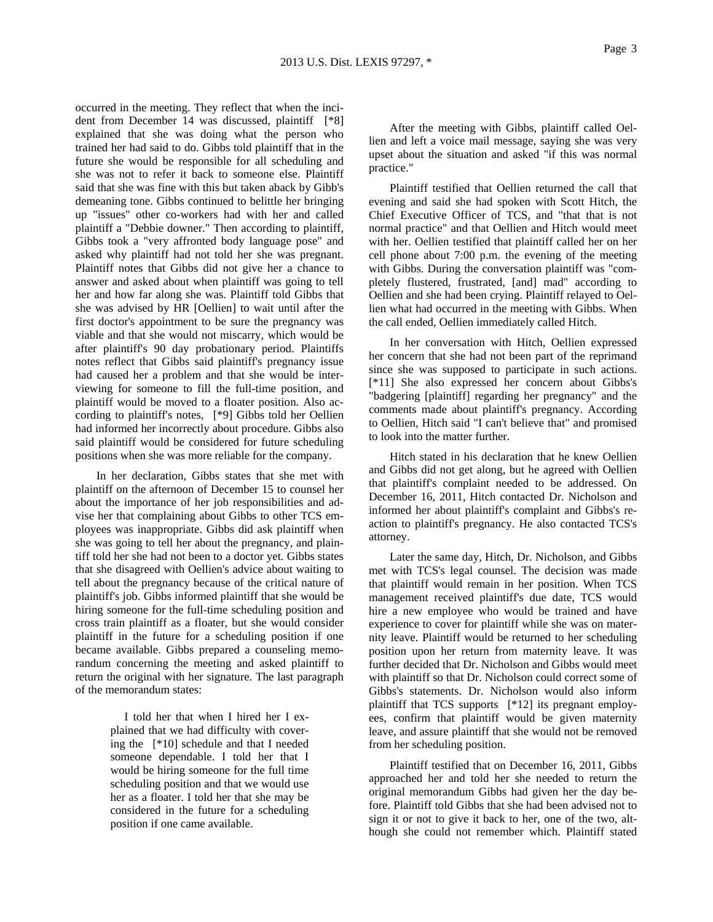occurred in the meeting. They reflect that when the incident from December 14 was discussed, plaintiff [*8] explained that she was doing what the person who trained her had said to do. Gibbs told plaintiff that in the future she would be responsible for all scheduling and she was not to refer it back to someone else. Plaintiff said that she was fine with this but taken aback by Gibb's demeaning tone. Gibbs continued to belittle her bringing up "issues" other co-workers had with her and called plaintiff a "Debbie downer." Then according to plaintiff, Gibbs took a "very affronted body language pose" and asked why plaintiff had not told her she was pregnant. Plaintiff notes that Gibbs did not give her a chance to answer and asked about when plaintiff was going to tell her and how far along she was. Plaintiff told Gibbs that she was advised by HR [Oellien] to wait until after the first doctor's appointment to be sure the pregnancy was viable and that she would not miscarry, which would be after plaintiff's 90 day probationary period. Plaintiffs notes reflect that Gibbs said plaintiff's pregnancy issue had caused her a problem and that she would be interviewing for someone to fill the full-time position, and plaintiff would be moved to a floater position. Also according to plaintiff's notes, [*9] Gibbs told her Oellien had informed her incorrectly about procedure. Gibbs also said plaintiff would be considered for future scheduling positions when she was more reliable for the company.

In her declaration, Gibbs states that she met with plaintiff on the afternoon of December 15 to counsel her about the importance of her job responsibilities and advise her that complaining about Gibbs to other TCS employees was inappropriate. Gibbs did ask plaintiff when she was going to tell her about the pregnancy, and plaintiff told her she had not been to a doctor yet. Gibbs states that she disagreed with Oellien's advice about waiting to tell about the pregnancy because of the critical nature of plaintiff's job. Gibbs informed plaintiff that she would be hiring someone for the full-time scheduling position and cross train plaintiff as a floater, but she would consider plaintiff in the future for a scheduling position if one became available. Gibbs prepared a counseling memorandum concerning the meeting and asked plaintiff to return the original with her signature. The last paragraph of the memorandum states:

> I told her that when I hired her I explained that we had difficulty with covering the [*10] schedule and that I needed someone dependable. I told her that I would be hiring someone for the full time scheduling position and that we would use her as a floater. I told her that she may be considered in the future for a scheduling position if one came available.

After the meeting with Gibbs, plaintiff called Oellien and left a voice mail message, saying she was very upset about the situation and asked "if this was normal practice."

Plaintiff testified that Oellien returned the call that evening and said she had spoken with Scott Hitch, the Chief Executive Officer of TCS, and "that that is not normal practice" and that Oellien and Hitch would meet with her. Oellien testified that plaintiff called her on her cell phone about 7:00 p.m. the evening of the meeting with Gibbs. During the conversation plaintiff was "completely flustered, frustrated, [and] mad" according to Oellien and she had been crying. Plaintiff relayed to Oellien what had occurred in the meeting with Gibbs. When the call ended, Oellien immediately called Hitch.

In her conversation with Hitch, Oellien expressed her concern that she had not been part of the reprimand since she was supposed to participate in such actions. [*11] She also expressed her concern about Gibbs's "badgering [plaintiff] regarding her pregnancy" and the comments made about plaintiff's pregnancy. According to Oellien, Hitch said "I can't believe that" and promised to look into the matter further.

Hitch stated in his declaration that he knew Oellien and Gibbs did not get along, but he agreed with Oellien that plaintiff's complaint needed to be addressed. On December 16, 2011, Hitch contacted Dr. Nicholson and informed her about plaintiff's complaint and Gibbs's reaction to plaintiff's pregnancy. He also contacted TCS's attorney.

Later the same day, Hitch, Dr. Nicholson, and Gibbs met with TCS's legal counsel. The decision was made that plaintiff would remain in her position. When TCS management received plaintiff's due date, TCS would hire a new employee who would be trained and have experience to cover for plaintiff while she was on maternity leave. Plaintiff would be returned to her scheduling position upon her return from maternity leave. It was further decided that Dr. Nicholson and Gibbs would meet with plaintiff so that Dr. Nicholson could correct some of Gibbs's statements. Dr. Nicholson would also inform plaintiff that TCS supports [*12] its pregnant employees, confirm that plaintiff would be given maternity leave, and assure plaintiff that she would not be removed from her scheduling position.

Plaintiff testified that on December 16, 2011, Gibbs approached her and told her she needed to return the original memorandum Gibbs had given her the day before. Plaintiff told Gibbs that she had been advised not to sign it or not to give it back to her, one of the two, although she could not remember which. Plaintiff stated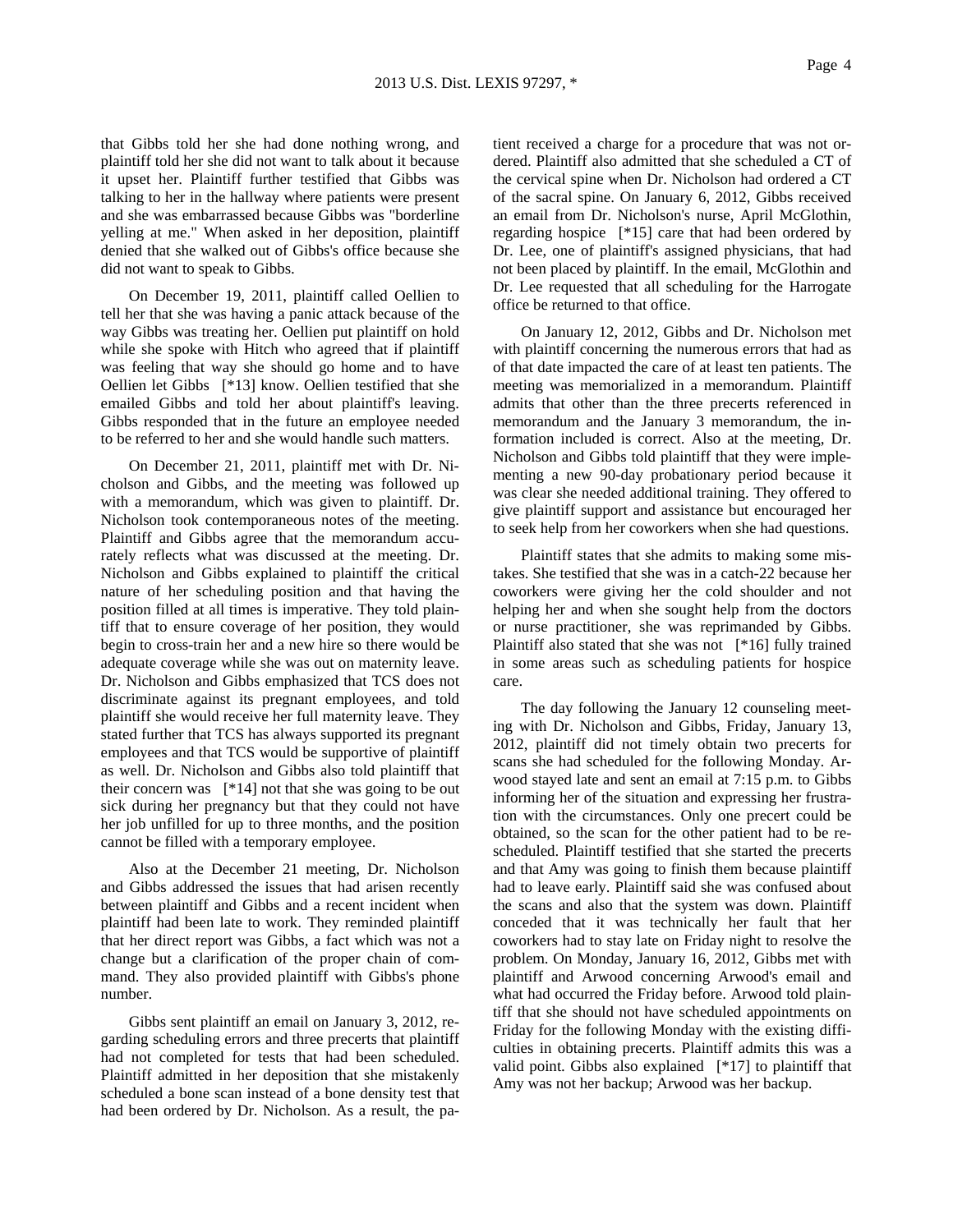that Gibbs told her she had done nothing wrong, and plaintiff told her she did not want to talk about it because it upset her. Plaintiff further testified that Gibbs was talking to her in the hallway where patients were present and she was embarrassed because Gibbs was "borderline yelling at me." When asked in her deposition, plaintiff denied that she walked out of Gibbs's office because she did not want to speak to Gibbs.

On December 19, 2011, plaintiff called Oellien to tell her that she was having a panic attack because of the way Gibbs was treating her. Oellien put plaintiff on hold while she spoke with Hitch who agreed that if plaintiff was feeling that way she should go home and to have Oellien let Gibbs [*13] know. Oellien testified that she emailed Gibbs and told her about plaintiff's leaving. Gibbs responded that in the future an employee needed to be referred to her and she would handle such matters.

On December 21, 2011, plaintiff met with Dr. Nicholson and Gibbs, and the meeting was followed up with a memorandum, which was given to plaintiff. Dr. Nicholson took contemporaneous notes of the meeting. Plaintiff and Gibbs agree that the memorandum accurately reflects what was discussed at the meeting. Dr. Nicholson and Gibbs explained to plaintiff the critical nature of her scheduling position and that having the position filled at all times is imperative. They told plaintiff that to ensure coverage of her position, they would begin to cross-train her and a new hire so there would be adequate coverage while she was out on maternity leave. Dr. Nicholson and Gibbs emphasized that TCS does not discriminate against its pregnant employees, and told plaintiff she would receive her full maternity leave. They stated further that TCS has always supported its pregnant employees and that TCS would be supportive of plaintiff as well. Dr. Nicholson and Gibbs also told plaintiff that their concern was [*14] not that she was going to be out sick during her pregnancy but that they could not have her job unfilled for up to three months, and the position cannot be filled with a temporary employee.

Also at the December 21 meeting, Dr. Nicholson and Gibbs addressed the issues that had arisen recently between plaintiff and Gibbs and a recent incident when plaintiff had been late to work. They reminded plaintiff that her direct report was Gibbs, a fact which was not a change but a clarification of the proper chain of command. They also provided plaintiff with Gibbs's phone number.

Gibbs sent plaintiff an email on January 3, 2012, regarding scheduling errors and three precerts that plaintiff had not completed for tests that had been scheduled. Plaintiff admitted in her deposition that she mistakenly scheduled a bone scan instead of a bone density test that had been ordered by Dr. Nicholson. As a result, the patient received a charge for a procedure that was not ordered. Plaintiff also admitted that she scheduled a CT of the cervical spine when Dr. Nicholson had ordered a CT of the sacral spine. On January 6, 2012, Gibbs received an email from Dr. Nicholson's nurse, April McGlothin, regarding hospice [*15] care that had been ordered by Dr. Lee, one of plaintiff's assigned physicians, that had not been placed by plaintiff. In the email, McGlothin and Dr. Lee requested that all scheduling for the Harrogate office be returned to that office.

On January 12, 2012, Gibbs and Dr. Nicholson met with plaintiff concerning the numerous errors that had as of that date impacted the care of at least ten patients. The meeting was memorialized in a memorandum. Plaintiff admits that other than the three precerts referenced in memorandum and the January 3 memorandum, the information included is correct. Also at the meeting, Dr. Nicholson and Gibbs told plaintiff that they were implementing a new 90-day probationary period because it was clear she needed additional training. They offered to give plaintiff support and assistance but encouraged her to seek help from her coworkers when she had questions.

Plaintiff states that she admits to making some mistakes. She testified that she was in a catch-22 because her coworkers were giving her the cold shoulder and not helping her and when she sought help from the doctors or nurse practitioner, she was reprimanded by Gibbs. Plaintiff also stated that she was not [*16] fully trained in some areas such as scheduling patients for hospice care.

The day following the January 12 counseling meeting with Dr. Nicholson and Gibbs, Friday, January 13, 2012, plaintiff did not timely obtain two precerts for scans she had scheduled for the following Monday. Arwood stayed late and sent an email at 7:15 p.m. to Gibbs informing her of the situation and expressing her frustration with the circumstances. Only one precert could be obtained, so the scan for the other patient had to be rescheduled. Plaintiff testified that she started the precerts and that Amy was going to finish them because plaintiff had to leave early. Plaintiff said she was confused about the scans and also that the system was down. Plaintiff conceded that it was technically her fault that her coworkers had to stay late on Friday night to resolve the problem. On Monday, January 16, 2012, Gibbs met with plaintiff and Arwood concerning Arwood's email and what had occurred the Friday before. Arwood told plaintiff that she should not have scheduled appointments on Friday for the following Monday with the existing difficulties in obtaining precerts. Plaintiff admits this was a valid point. Gibbs also explained [*17] to plaintiff that Amy was not her backup; Arwood was her backup.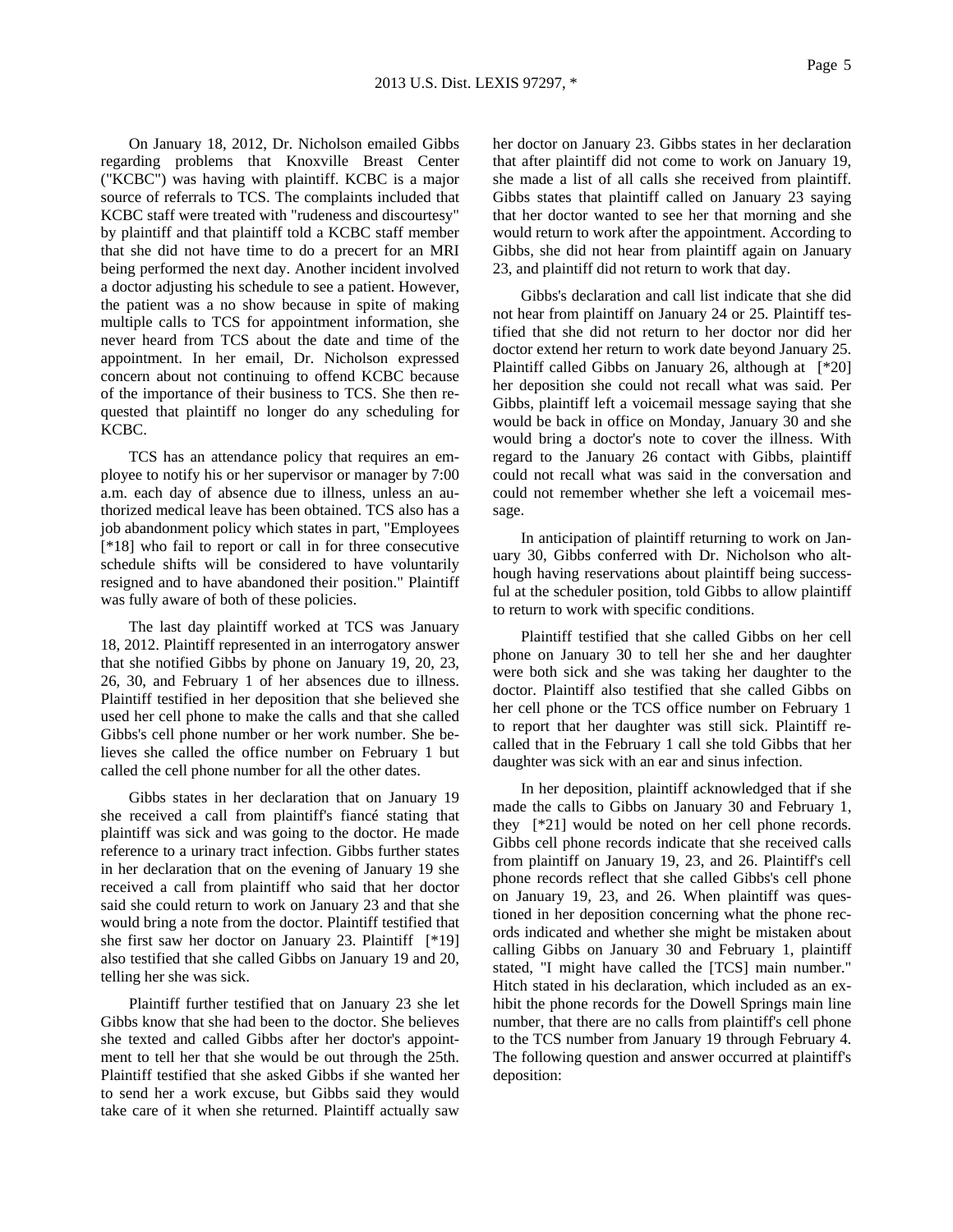On January 18, 2012, Dr. Nicholson emailed Gibbs regarding problems that Knoxville Breast Center ("KCBC") was having with plaintiff. KCBC is a major source of referrals to TCS. The complaints included that KCBC staff were treated with "rudeness and discourtesy" by plaintiff and that plaintiff told a KCBC staff member that she did not have time to do a precert for an MRI being performed the next day. Another incident involved a doctor adjusting his schedule to see a patient. However, the patient was a no show because in spite of making multiple calls to TCS for appointment information, she never heard from TCS about the date and time of the appointment. In her email, Dr. Nicholson expressed concern about not continuing to offend KCBC because of the importance of their business to TCS. She then requested that plaintiff no longer do any scheduling for KCBC.

TCS has an attendance policy that requires an employee to notify his or her supervisor or manager by 7:00 a.m. each day of absence due to illness, unless an authorized medical leave has been obtained. TCS also has a job abandonment policy which states in part, "Employees [*18] who fail to report or call in for three consecutive schedule shifts will be considered to have voluntarily resigned and to have abandoned their position." Plaintiff was fully aware of both of these policies.

The last day plaintiff worked at TCS was January 18, 2012. Plaintiff represented in an interrogatory answer that she notified Gibbs by phone on January 19, 20, 23, 26, 30, and February 1 of her absences due to illness. Plaintiff testified in her deposition that she believed she used her cell phone to make the calls and that she called Gibbs's cell phone number or her work number. She believes she called the office number on February 1 but called the cell phone number for all the other dates.

Gibbs states in her declaration that on January 19 she received a call from plaintiff's fiancé stating that plaintiff was sick and was going to the doctor. He made reference to a urinary tract infection. Gibbs further states in her declaration that on the evening of January 19 she received a call from plaintiff who said that her doctor said she could return to work on January 23 and that she would bring a note from the doctor. Plaintiff testified that she first saw her doctor on January 23. Plaintiff [*19] also testified that she called Gibbs on January 19 and 20, telling her she was sick.

Plaintiff further testified that on January 23 she let Gibbs know that she had been to the doctor. She believes she texted and called Gibbs after her doctor's appointment to tell her that she would be out through the 25th. Plaintiff testified that she asked Gibbs if she wanted her to send her a work excuse, but Gibbs said they would take care of it when she returned. Plaintiff actually saw her doctor on January 23. Gibbs states in her declaration that after plaintiff did not come to work on January 19, she made a list of all calls she received from plaintiff. Gibbs states that plaintiff called on January 23 saying that her doctor wanted to see her that morning and she would return to work after the appointment. According to Gibbs, she did not hear from plaintiff again on January 23, and plaintiff did not return to work that day.

Gibbs's declaration and call list indicate that she did not hear from plaintiff on January 24 or 25. Plaintiff testified that she did not return to her doctor nor did her doctor extend her return to work date beyond January 25. Plaintiff called Gibbs on January 26, although at [*20] her deposition she could not recall what was said. Per Gibbs, plaintiff left a voicemail message saying that she would be back in office on Monday, January 30 and she would bring a doctor's note to cover the illness. With regard to the January 26 contact with Gibbs, plaintiff could not recall what was said in the conversation and could not remember whether she left a voicemail message.

In anticipation of plaintiff returning to work on January 30, Gibbs conferred with Dr. Nicholson who although having reservations about plaintiff being successful at the scheduler position, told Gibbs to allow plaintiff to return to work with specific conditions.

Plaintiff testified that she called Gibbs on her cell phone on January 30 to tell her she and her daughter were both sick and she was taking her daughter to the doctor. Plaintiff also testified that she called Gibbs on her cell phone or the TCS office number on February 1 to report that her daughter was still sick. Plaintiff recalled that in the February 1 call she told Gibbs that her daughter was sick with an ear and sinus infection.

In her deposition, plaintiff acknowledged that if she made the calls to Gibbs on January 30 and February 1, they [*21] would be noted on her cell phone records. Gibbs cell phone records indicate that she received calls from plaintiff on January 19, 23, and 26. Plaintiff's cell phone records reflect that she called Gibbs's cell phone on January 19, 23, and 26. When plaintiff was questioned in her deposition concerning what the phone records indicated and whether she might be mistaken about calling Gibbs on January 30 and February 1, plaintiff stated, "I might have called the [TCS] main number." Hitch stated in his declaration, which included as an exhibit the phone records for the Dowell Springs main line number, that there are no calls from plaintiff's cell phone to the TCS number from January 19 through February 4. The following question and answer occurred at plaintiff's deposition: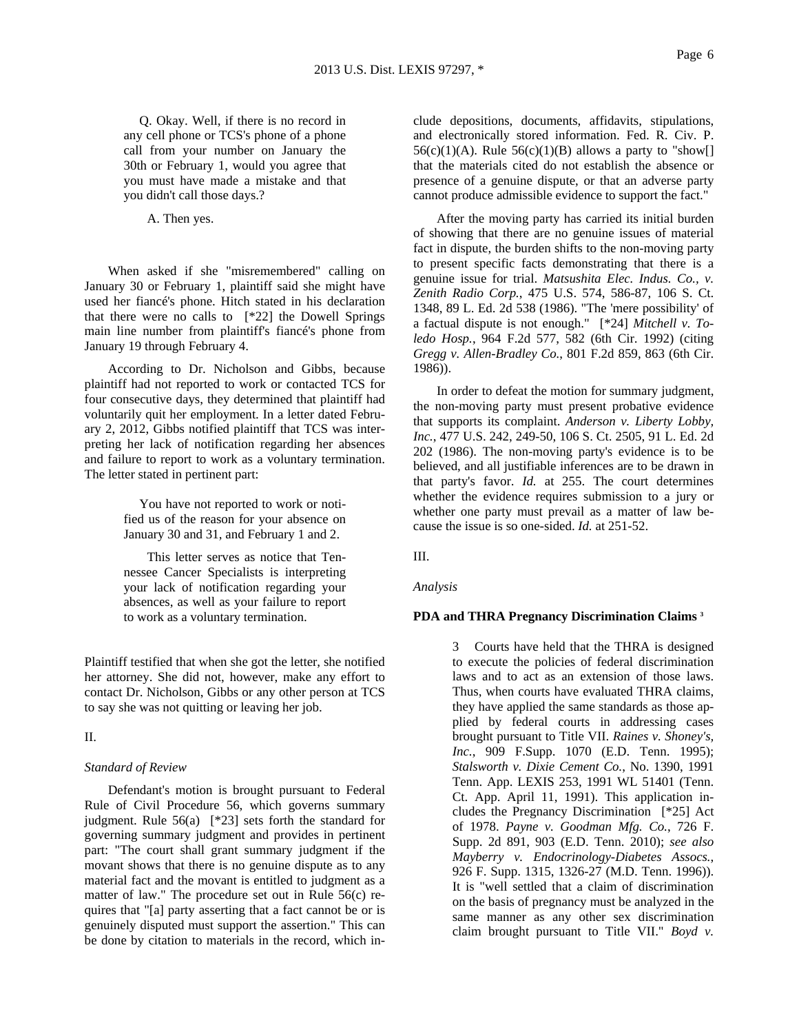> Q. Okay. Well, if there is no record in any cell phone or TCS's phone of a phone call from your number on January the 30th or February 1, would you agree that you must have made a mistake and that you didn't call those days.?
>
> A. Then yes.

When asked if she "misremembered" calling on January 30 or February 1, plaintiff said she might have used her fiancé's phone. Hitch stated in his declaration that there were no calls to [*22] the Dowell Springs main line number from plaintiff's fiancé's phone from January 19 through February 4.

According to Dr. Nicholson and Gibbs, because plaintiff had not reported to work or contacted TCS for four consecutive days, they determined that plaintiff had voluntarily quit her employment. In a letter dated February 2, 2012, Gibbs notified plaintiff that TCS was interpreting her lack of notification regarding her absences and failure to report to work as a voluntary termination. The letter stated in pertinent part:

> You have not reported to work or notified us of the reason for your absence on January 30 and 31, and February 1 and 2.
>
> This letter serves as notice that Tennessee Cancer Specialists is interpreting your lack of notification regarding your absences, as well as your failure to report to work as a voluntary termination.

Plaintiff testified that when she got the letter, she notified her attorney. She did not, however, make any effort to contact Dr. Nicholson, Gibbs or any other person at TCS to say she was not quitting or leaving her job.

II.

*Standard of Review*

Defendant's motion is brought pursuant to Federal Rule of Civil Procedure 56, which governs summary judgment. Rule 56(a) [*23] sets forth the standard for governing summary judgment and provides in pertinent part: "The court shall grant summary judgment if the movant shows that there is no genuine dispute as to any material fact and the movant is entitled to judgment as a matter of law." The procedure set out in Rule 56(c) requires that "[a] party asserting that a fact cannot be or is genuinely disputed must support the assertion." This can be done by citation to materials in the record, which include depositions, documents, affidavits, stipulations, and electronically stored information. Fed. R. Civ. P. 56(c)(1)(A). Rule 56(c)(1)(B) allows a party to "show[] that the materials cited do not establish the absence or presence of a genuine dispute, or that an adverse party cannot produce admissible evidence to support the fact."

After the moving party has carried its initial burden of showing that there are no genuine issues of material fact in dispute, the burden shifts to the non-moving party to present specific facts demonstrating that there is a genuine issue for trial. *Matsushita Elec. Indus. Co., v. Zenith Radio Corp.*, 475 U.S. 574, 586-87, 106 S. Ct. 1348, 89 L. Ed. 2d 538 (1986). "The 'mere possibility' of a factual dispute is not enough." [*24] *Mitchell v. Toledo Hosp.*, 964 F.2d 577, 582 (6th Cir. 1992) (citing *Gregg v. Allen-Bradley Co.*, 801 F.2d 859, 863 (6th Cir. 1986)).

In order to defeat the motion for summary judgment, the non-moving party must present probative evidence that supports its complaint. *Anderson v. Liberty Lobby, Inc.*, 477 U.S. 242, 249-50, 106 S. Ct. 2505, 91 L. Ed. 2d 202 (1986). The non-moving party's evidence is to be believed, and all justifiable inferences are to be drawn in that party's favor. *Id.* at 255. The court determines whether the evidence requires submission to a jury or whether one party must prevail as a matter of law because the issue is so one-sided. *Id.* at 251-52.

III.

*Analysis*

**PDA and THRA Pregnancy Discrimination Claims [3]**

> 3 Courts have held that the THRA is designed to execute the policies of federal discrimination laws and to act as an extension of those laws. Thus, when courts have evaluated THRA claims, they have applied the same standards as those applied by federal courts in addressing cases brought pursuant to Title VII. *Raines v. Shoney's, Inc.*, 909 F.Supp. 1070 (E.D. Tenn. 1995); *Stalsworth v. Dixie Cement Co.*, No. 1390, 1991 Tenn. App. LEXIS 253, 1991 WL 51401 (Tenn. Ct. App. April 11, 1991). This application includes the Pregnancy Discrimination [*25] Act of 1978. *Payne v. Goodman Mfg. Co.*, 726 F. Supp. 2d 891, 903 (E.D. Tenn. 2010); *see also Mayberry v. Endocrinology-Diabetes Assocs.*, 926 F. Supp. 1315, 1326-27 (M.D. Tenn. 1996)). It is "well settled that a claim of discrimination on the basis of pregnancy must be analyzed in the same manner as any other sex discrimination claim brought pursuant to Title VII." *Boyd v.*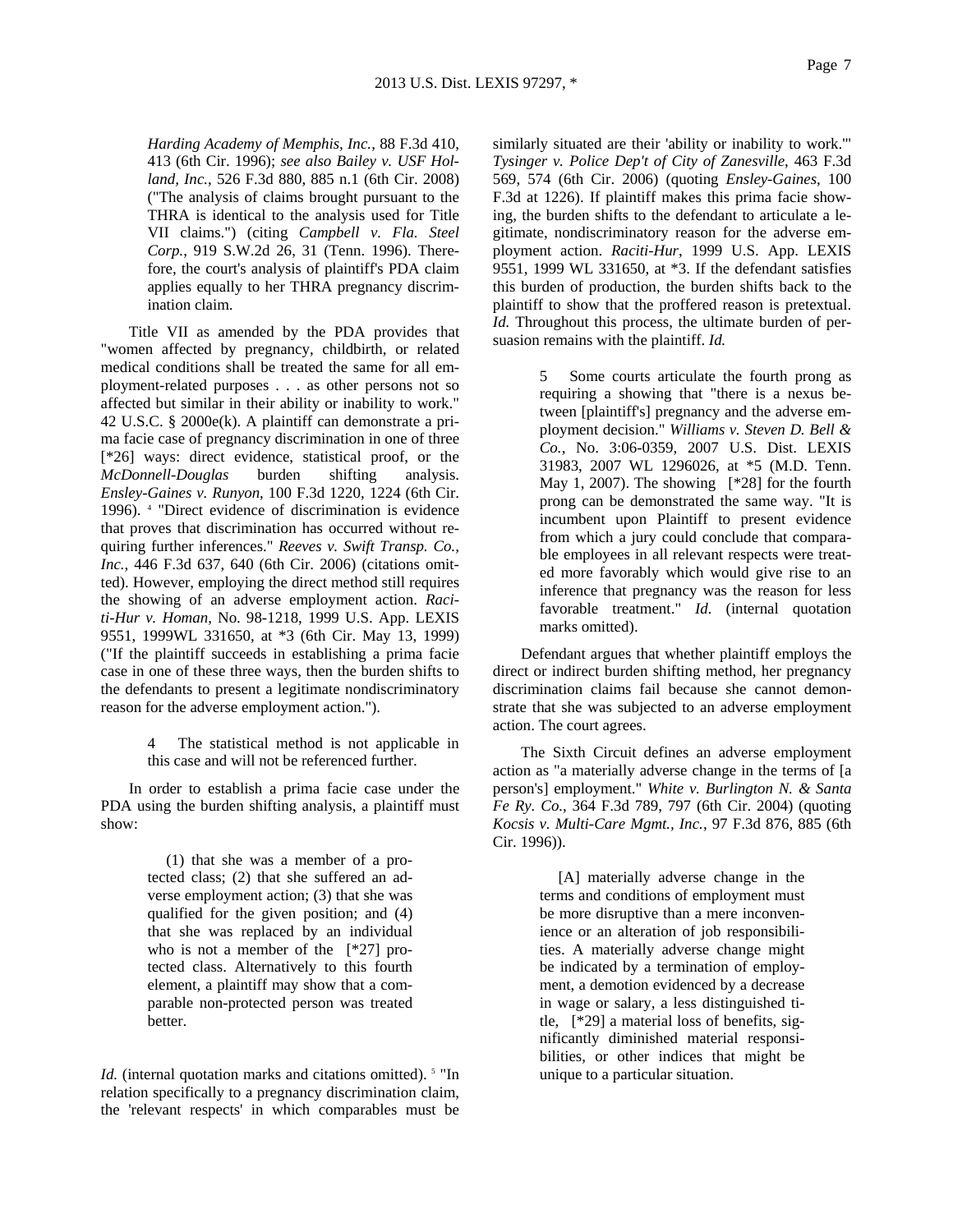*Harding Academy of Memphis, Inc.*, 88 F.3d 410, 413 (6th Cir. 1996); *see also Bailey v. USF Holland, Inc.*, 526 F.3d 880, 885 n.1 (6th Cir. 2008) ("The analysis of claims brought pursuant to the THRA is identical to the analysis used for Title VII claims.") (citing *Campbell v. Fla. Steel Corp.*, 919 S.W.2d 26, 31 (Tenn. 1996). Therefore, the court's analysis of plaintiff's PDA claim applies equally to her THRA pregnancy discrimination claim.

Title VII as amended by the PDA provides that "women affected by pregnancy, childbirth, or related medical conditions shall be treated the same for all employment-related purposes . . . as other persons not so affected but similar in their ability or inability to work." 42 U.S.C. § 2000e(k). A plaintiff can demonstrate a prima facie case of pregnancy discrimination in one of three [*26] ways: direct evidence, statistical proof, or the *McDonnell-Douglas* burden shifting analysis. *Ensley-Gaines v. Runyon*, 100 F.3d 1220, 1224 (6th Cir. 1996). [4] "Direct evidence of discrimination is evidence that proves that discrimination has occurred without requiring further inferences." *Reeves v. Swift Transp. Co., Inc.*, 446 F.3d 637, 640 (6th Cir. 2006) (citations omitted). However, employing the direct method still requires the showing of an adverse employment action. *Raciti-Hur v. Homan*, No. 98-1218, 1999 U.S. App. LEXIS 9551, 1999WL 331650, at *3 (6th Cir. May 13, 1999) ("If the plaintiff succeeds in establishing a prima facie case in one of these three ways, then the burden shifts to the defendants to present a legitimate nondiscriminatory reason for the adverse employment action.").

> 4 The statistical method is not applicable in this case and will not be referenced further.

In order to establish a prima facie case under the PDA using the burden shifting analysis, a plaintiff must show:

> (1) that she was a member of a protected class; (2) that she suffered an adverse employment action; (3) that she was qualified for the given position; and (4) that she was replaced by an individual who is not a member of the [*27] protected class. Alternatively to this fourth element, a plaintiff may show that a comparable non-protected person was treated better.

*Id.* (internal quotation marks and citations omitted). [5] "In relation specifically to a pregnancy discrimination claim, the 'relevant respects' in which comparables must be similarly situated are their 'ability or inability to work.'" *Tysinger v. Police Dep't of City of Zanesville*, 463 F.3d 569, 574 (6th Cir. 2006) (quoting *Ensley-Gaines*, 100 F.3d at 1226). If plaintiff makes this prima facie showing, the burden shifts to the defendant to articulate a legitimate, nondiscriminatory reason for the adverse employment action. *Raciti-Hur*, 1999 U.S. App. LEXIS 9551, 1999 WL 331650, at *3. If the defendant satisfies this burden of production, the burden shifts back to the plaintiff to show that the proffered reason is pretextual. *Id.* Throughout this process, the ultimate burden of persuasion remains with the plaintiff. *Id.*

> 5 Some courts articulate the fourth prong as requiring a showing that "there is a nexus between [plaintiff's] pregnancy and the adverse employment decision." *Williams v. Steven D. Bell & Co.*, No. 3:06-0359, 2007 U.S. Dist. LEXIS 31983, 2007 WL 1296026, at *5 (M.D. Tenn. May 1, 2007). The showing [*28] for the fourth prong can be demonstrated the same way. "It is incumbent upon Plaintiff to present evidence from which a jury could conclude that comparable employees in all relevant respects were treated more favorably which would give rise to an inference that pregnancy was the reason for less favorable treatment." *Id.* (internal quotation marks omitted).

Defendant argues that whether plaintiff employs the direct or indirect burden shifting method, her pregnancy discrimination claims fail because she cannot demonstrate that she was subjected to an adverse employment action. The court agrees.

The Sixth Circuit defines an adverse employment action as "a materially adverse change in the terms of [a person's] employment." *White v. Burlington N. & Santa Fe Ry. Co.*, 364 F.3d 789, 797 (6th Cir. 2004) (quoting *Kocsis v. Multi-Care Mgmt., Inc.*, 97 F.3d 876, 885 (6th Cir. 1996)).

> [A] materially adverse change in the terms and conditions of employment must be more disruptive than a mere inconvenience or an alteration of job responsibilities. A materially adverse change might be indicated by a termination of employment, a demotion evidenced by a decrease in wage or salary, a less distinguished title, [*29] a material loss of benefits, significantly diminished material responsibilities, or other indices that might be unique to a particular situation.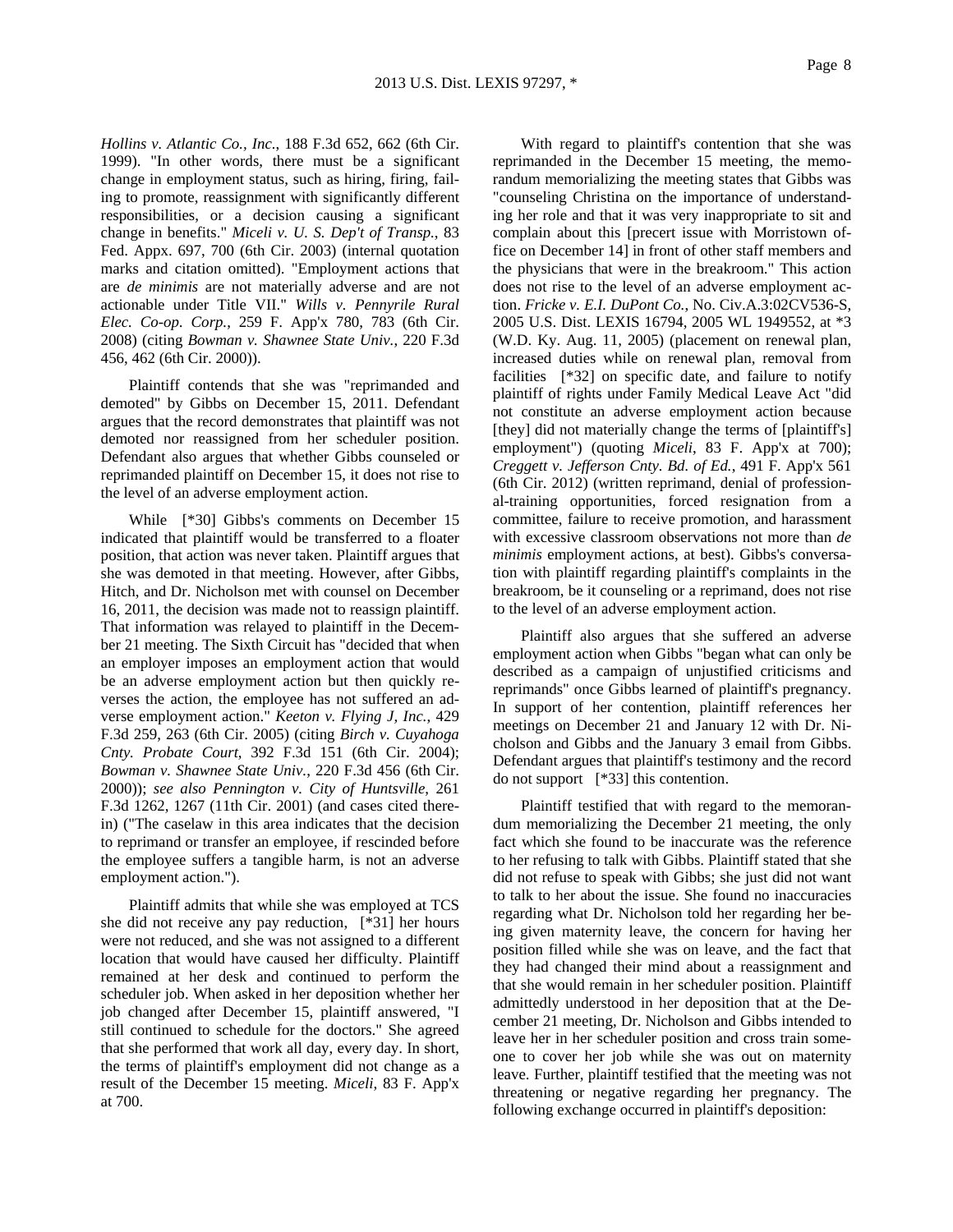*Hollins v. Atlantic Co., Inc.*, 188 F.3d 652, 662 (6th Cir. 1999). "In other words, there must be a significant change in employment status, such as hiring, firing, failing to promote, reassignment with significantly different responsibilities, or a decision causing a significant change in benefits." *Miceli v. U. S. Dep't of Transp.*, 83 Fed. Appx. 697, 700 (6th Cir. 2003) (internal quotation marks and citation omitted). "Employment actions that are *de minimis* are not materially adverse and are not actionable under Title VII." *Wills v. Pennyrile Rural Elec. Co-op. Corp.*, 259 F. App'x 780, 783 (6th Cir. 2008) (citing *Bowman v. Shawnee State Univ.*, 220 F.3d 456, 462 (6th Cir. 2000)).

Plaintiff contends that she was "reprimanded and demoted" by Gibbs on December 15, 2011. Defendant argues that the record demonstrates that plaintiff was not demoted nor reassigned from her scheduler position. Defendant also argues that whether Gibbs counseled or reprimanded plaintiff on December 15, it does not rise to the level of an adverse employment action.

While [*30] Gibbs's comments on December 15 indicated that plaintiff would be transferred to a floater position, that action was never taken. Plaintiff argues that she was demoted in that meeting. However, after Gibbs, Hitch, and Dr. Nicholson met with counsel on December 16, 2011, the decision was made not to reassign plaintiff. That information was relayed to plaintiff in the December 21 meeting. The Sixth Circuit has "decided that when an employer imposes an employment action that would be an adverse employment action but then quickly reverses the action, the employee has not suffered an adverse employment action." *Keeton v. Flying J, Inc.*, 429 F.3d 259, 263 (6th Cir. 2005) (citing *Birch v. Cuyahoga Cnty. Probate Court*, 392 F.3d 151 (6th Cir. 2004); *Bowman v. Shawnee State Univ.*, 220 F.3d 456 (6th Cir. 2000)); *see also Pennington v. City of Huntsville*, 261 F.3d 1262, 1267 (11th Cir. 2001) (and cases cited therein) ("The caselaw in this area indicates that the decision to reprimand or transfer an employee, if rescinded before the employee suffers a tangible harm, is not an adverse employment action.").

Plaintiff admits that while she was employed at TCS she did not receive any pay reduction, [*31] her hours were not reduced, and she was not assigned to a different location that would have caused her difficulty. Plaintiff remained at her desk and continued to perform the scheduler job. When asked in her deposition whether her job changed after December 15, plaintiff answered, "I still continued to schedule for the doctors." She agreed that she performed that work all day, every day. In short, the terms of plaintiff's employment did not change as a result of the December 15 meeting. *Miceli*, 83 F. App'x at 700.

With regard to plaintiff's contention that she was reprimanded in the December 15 meeting, the memorandum memorializing the meeting states that Gibbs was "counseling Christina on the importance of understanding her role and that it was very inappropriate to sit and complain about this [precert issue with Morristown office on December 14] in front of other staff members and the physicians that were in the breakroom." This action does not rise to the level of an adverse employment action. *Fricke v. E.I. DuPont Co.*, No. Civ.A.3:02CV536-S, 2005 U.S. Dist. LEXIS 16794, 2005 WL 1949552, at *3 (W.D. Ky. Aug. 11, 2005) (placement on renewal plan, increased duties while on renewal plan, removal from facilities [*32] on specific date, and failure to notify plaintiff of rights under Family Medical Leave Act "did not constitute an adverse employment action because [they] did not materially change the terms of [plaintiff's] employment") (quoting *Miceli*, 83 F. App'x at 700); *Creggett v. Jefferson Cnty. Bd. of Ed.*, 491 F. App'x 561 (6th Cir. 2012) (written reprimand, denial of professional-training opportunities, forced resignation from a committee, failure to receive promotion, and harassment with excessive classroom observations not more than *de minimis* employment actions, at best). Gibbs's conversation with plaintiff regarding plaintiff's complaints in the breakroom, be it counseling or a reprimand, does not rise to the level of an adverse employment action.

Plaintiff also argues that she suffered an adverse employment action when Gibbs "began what can only be described as a campaign of unjustified criticisms and reprimands" once Gibbs learned of plaintiff's pregnancy. In support of her contention, plaintiff references her meetings on December 21 and January 12 with Dr. Nicholson and Gibbs and the January 3 email from Gibbs. Defendant argues that plaintiff's testimony and the record do not support [*33] this contention.

Plaintiff testified that with regard to the memorandum memorializing the December 21 meeting, the only fact which she found to be inaccurate was the reference to her refusing to talk with Gibbs. Plaintiff stated that she did not refuse to speak with Gibbs; she just did not want to talk to her about the issue. She found no inaccuracies regarding what Dr. Nicholson told her regarding her being given maternity leave, the concern for having her position filled while she was on leave, and the fact that they had changed their mind about a reassignment and that she would remain in her scheduler position. Plaintiff admittedly understood in her deposition that at the December 21 meeting, Dr. Nicholson and Gibbs intended to leave her in her scheduler position and cross train someone to cover her job while she was out on maternity leave. Further, plaintiff testified that the meeting was not threatening or negative regarding her pregnancy. The following exchange occurred in plaintiff's deposition: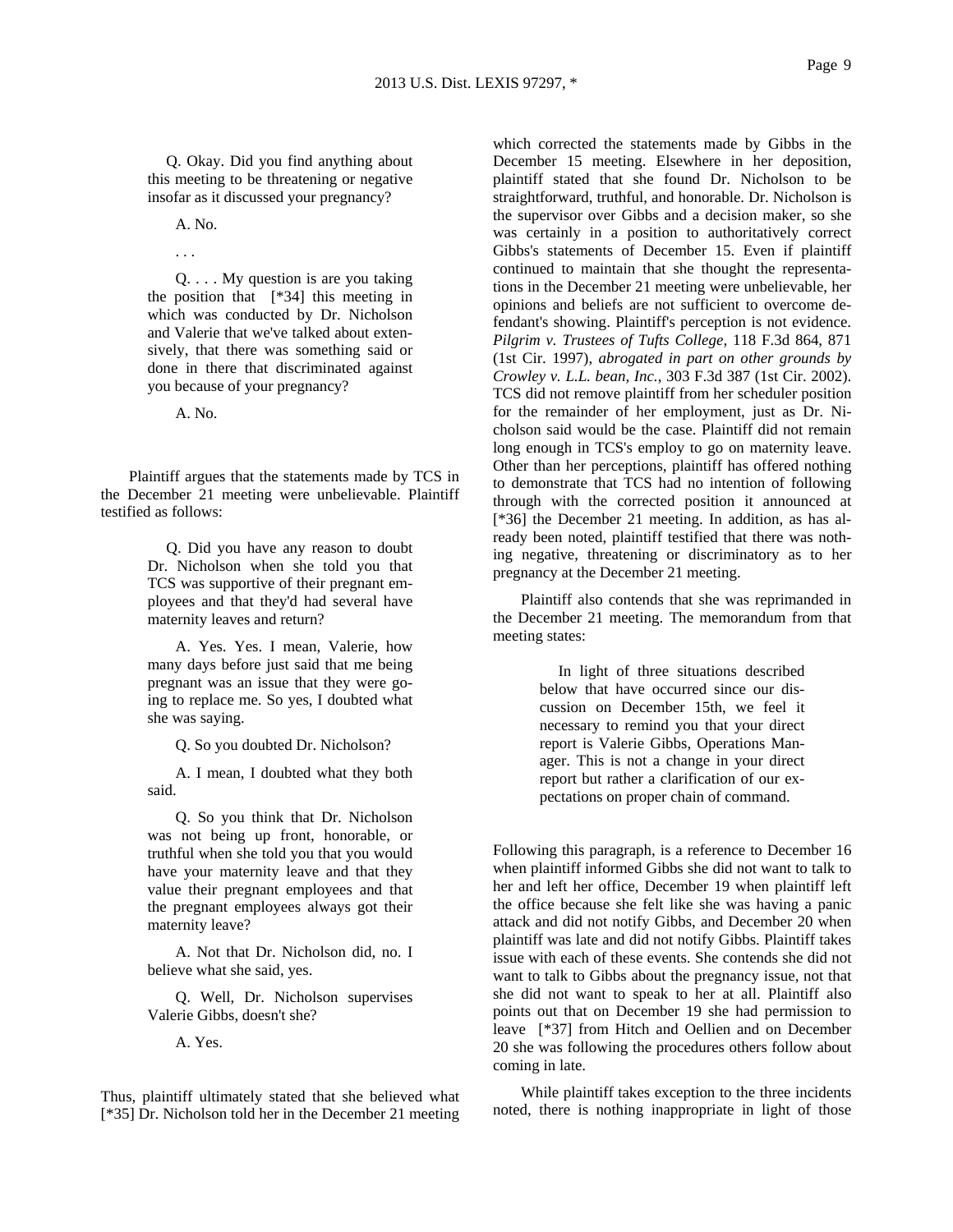> Q. Okay. Did you find anything about this meeting to be threatening or negative insofar as it discussed your pregnancy?
>
> A. No.
>
> . . .
>
> Q. . . . My question is are you taking the position that [*34] this meeting in which was conducted by Dr. Nicholson and Valerie that we've talked about extensively, that there was something said or done in there that discriminated against you because of your pregnancy?
>
> A. No.

Plaintiff argues that the statements made by TCS in the December 21 meeting were unbelievable. Plaintiff testified as follows:

> Q. Did you have any reason to doubt Dr. Nicholson when she told you that TCS was supportive of their pregnant employees and that they'd had several have maternity leaves and return?
>
> A. Yes. Yes. I mean, Valerie, how many days before just said that me being pregnant was an issue that they were going to replace me. So yes, I doubted what she was saying.
>
> Q. So you doubted Dr. Nicholson?
>
> A. I mean, I doubted what they both said.
>
> Q. So you think that Dr. Nicholson was not being up front, honorable, or truthful when she told you that you would have your maternity leave and that they value their pregnant employees and that the pregnant employees always got their maternity leave?
>
> A. Not that Dr. Nicholson did, no. I believe what she said, yes.
>
> Q. Well, Dr. Nicholson supervises Valerie Gibbs, doesn't she?
>
> A. Yes.

Thus, plaintiff ultimately stated that she believed what [*35] Dr. Nicholson told her in the December 21 meeting which corrected the statements made by Gibbs in the December 15 meeting. Elsewhere in her deposition, plaintiff stated that she found Dr. Nicholson to be straightforward, truthful, and honorable. Dr. Nicholson is the supervisor over Gibbs and a decision maker, so she was certainly in a position to authoritatively correct Gibbs's statements of December 15. Even if plaintiff continued to maintain that she thought the representations in the December 21 meeting were unbelievable, her opinions and beliefs are not sufficient to overcome defendant's showing. Plaintiff's perception is not evidence. *Pilgrim v. Trustees of Tufts College*, 118 F.3d 864, 871 (1st Cir. 1997), *abrogated in part on other grounds by Crowley v. L.L. bean, Inc.*, 303 F.3d 387 (1st Cir. 2002). TCS did not remove plaintiff from her scheduler position for the remainder of her employment, just as Dr. Nicholson said would be the case. Plaintiff did not remain long enough in TCS's employ to go on maternity leave. Other than her perceptions, plaintiff has offered nothing to demonstrate that TCS had no intention of following through with the corrected position it announced at [*36] the December 21 meeting. In addition, as has already been noted, plaintiff testified that there was nothing negative, threatening or discriminatory as to her pregnancy at the December 21 meeting.

Plaintiff also contends that she was reprimanded in the December 21 meeting. The memorandum from that meeting states:

> In light of three situations described below that have occurred since our discussion on December 15th, we feel it necessary to remind you that your direct report is Valerie Gibbs, Operations Manager. This is not a change in your direct report but rather a clarification of our expectations on proper chain of command.

Following this paragraph, is a reference to December 16 when plaintiff informed Gibbs she did not want to talk to her and left her office, December 19 when plaintiff left the office because she felt like she was having a panic attack and did not notify Gibbs, and December 20 when plaintiff was late and did not notify Gibbs. Plaintiff takes issue with each of these events. She contends she did not want to talk to Gibbs about the pregnancy issue, not that she did not want to speak to her at all. Plaintiff also points out that on December 19 she had permission to leave [*37] from Hitch and Oellien and on December 20 she was following the procedures others follow about coming in late.

While plaintiff takes exception to the three incidents noted, there is nothing inappropriate in light of those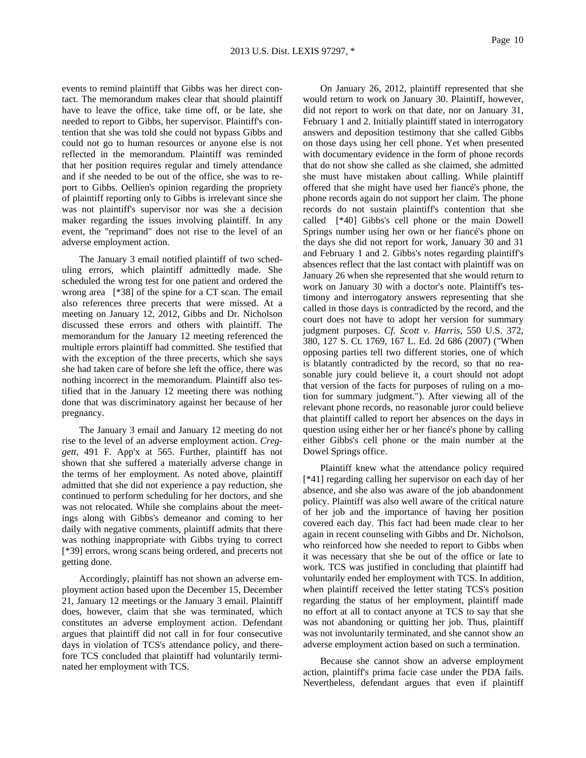events to remind plaintiff that Gibbs was her direct contact. The memorandum makes clear that should plaintiff have to leave the office, take time off, or be late, she needed to report to Gibbs, her supervisor. Plaintiff's contention that she was told she could not bypass Gibbs and could not go to human resources or anyone else is not reflected in the memorandum. Plaintiff was reminded that her position requires regular and timely attendance and if she needed to be out of the office, she was to report to Gibbs. Oellien's opinion regarding the propriety of plaintiff reporting only to Gibbs is irrelevant since she was not plaintiff's supervisor nor was she a decision maker regarding the issues involving plaintiff. In any event, the "reprimand" does not rise to the level of an adverse employment action.

The January 3 email notified plaintiff of two scheduling errors, which plaintiff admittedly made. She scheduled the wrong test for one patient and ordered the wrong area [*38] of the spine for a CT scan. The email also references three precerts that were missed. At a meeting on January 12, 2012, Gibbs and Dr. Nicholson discussed these errors and others with plaintiff. The memorandum for the January 12 meeting referenced the multiple errors plaintiff had committed. She testified that with the exception of the three precerts, which she says she had taken care of before she left the office, there was nothing incorrect in the memorandum. Plaintiff also testified that in the January 12 meeting there was nothing done that was discriminatory against her because of her pregnancy.

The January 3 email and January 12 meeting do not rise to the level of an adverse employment action. *Creggett*, 491 F. App'x at 565. Further, plaintiff has not shown that she suffered a materially adverse change in the terms of her employment. As noted above, plaintiff admitted that she did not experience a pay reduction, she continued to perform scheduling for her doctors, and she was not relocated. While she complains about the meetings along with Gibbs's demeanor and coming to her daily with negative comments, plaintiff admits that there was nothing inappropriate with Gibbs trying to correct [*39] errors, wrong scans being ordered, and precerts not getting done.

Accordingly, plaintiff has not shown an adverse employment action based upon the December 15, December 21, January 12 meetings or the January 3 email. Plaintiff does, however, claim that she was terminated, which constitutes an adverse employment action. Defendant argues that plaintiff did not call in for four consecutive days in violation of TCS's attendance policy, and therefore TCS concluded that plaintiff had voluntarily terminated her employment with TCS.

On January 26, 2012, plaintiff represented that she would return to work on January 30. Plaintiff, however, did not report to work on that date, nor on January 31, February 1 and 2. Initially plaintiff stated in interrogatory answers and deposition testimony that she called Gibbs on those days using her cell phone. Yet when presented with documentary evidence in the form of phone records that do not show she called as she claimed, she admitted she must have mistaken about calling. While plaintiff offered that she might have used her fiancé's phone, the phone records again do not support her claim. The phone records do not sustain plaintiff's contention that she called [*40] Gibbs's cell phone or the main Dowell Springs number using her own or her fiancé's phone on the days she did not report for work, January 30 and 31 and February 1 and 2. Gibbs's notes regarding plaintiff's absences reflect that the last contact with plaintiff was on January 26 when she represented that she would return to work on January 30 with a doctor's note. Plaintiff's testimony and interrogatory answers representing that she called in those days is contradicted by the record, and the court does not have to adopt her version for summary judgment purposes. *Cf. Scott v. Harris*, 550 U.S. 372, 380, 127 S. Ct. 1769, 167 L. Ed. 2d 686 (2007) ("When opposing parties tell two different stories, one of which is blatantly contradicted by the record, so that no reasonable jury could believe it, a court should not adopt that version of the facts for purposes of ruling on a motion for summary judgment."). After viewing all of the relevant phone records, no reasonable juror could believe that plaintiff called to report her absences on the days in question using either her or her fiancé's phone by calling either Gibbs's cell phone or the main number at the Dowel Springs office.

Plaintiff knew what the attendance policy required [*41] regarding calling her supervisor on each day of her absence, and she also was aware of the job abandonment policy. Plaintiff was also well aware of the critical nature of her job and the importance of having her position covered each day. This fact had been made clear to her again in recent counseling with Gibbs and Dr. Nicholson, who reinforced how she needed to report to Gibbs when it was necessary that she be out of the office or late to work. TCS was justified in concluding that plaintiff had voluntarily ended her employment with TCS. In addition, when plaintiff received the letter stating TCS's position regarding the status of her employment, plaintiff made no effort at all to contact anyone at TCS to say that she was not abandoning or quitting her job. Thus, plaintiff was not involuntarily terminated, and she cannot show an adverse employment action based on such a termination.

Because she cannot show an adverse employment action, plaintiff's prima facie case under the PDA fails. Nevertheless, defendant argues that even if plaintiff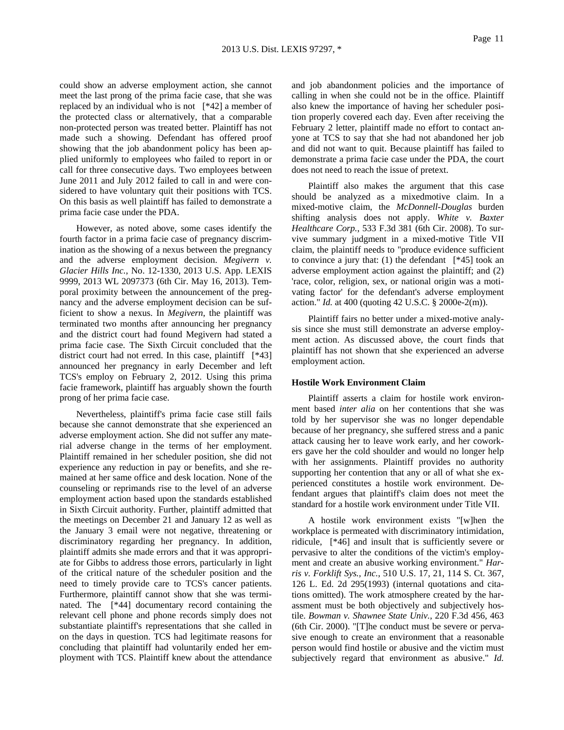could show an adverse employment action, she cannot meet the last prong of the prima facie case, that she was replaced by an individual who is not [*42] a member of the protected class or alternatively, that a comparable non-protected person was treated better. Plaintiff has not made such a showing. Defendant has offered proof showing that the job abandonment policy has been applied uniformly to employees who failed to report in or call for three consecutive days. Two employees between June 2011 and July 2012 failed to call in and were considered to have voluntary quit their positions with TCS. On this basis as well plaintiff has failed to demonstrate a prima facie case under the PDA.

However, as noted above, some cases identify the fourth factor in a prima facie case of pregnancy discrimination as the showing of a nexus between the pregnancy and the adverse employment decision. *Megivern v. Glacier Hills Inc.*, No. 12-1330, 2013 U.S. App. LEXIS 9999, 2013 WL 2097373 (6th Cir. May 16, 2013). Temporal proximity between the announcement of the pregnancy and the adverse employment decision can be sufficient to show a nexus. In *Megivern*, the plaintiff was terminated two months after announcing her pregnancy and the district court had found Megivern had stated a prima facie case. The Sixth Circuit concluded that the district court had not erred. In this case, plaintiff [*43] announced her pregnancy in early December and left TCS's employ on February 2, 2012. Using this prima facie framework, plaintiff has arguably shown the fourth prong of her prima facie case.

Nevertheless, plaintiff's prima facie case still fails because she cannot demonstrate that she experienced an adverse employment action. She did not suffer any material adverse change in the terms of her employment. Plaintiff remained in her scheduler position, she did not experience any reduction in pay or benefits, and she remained at her same office and desk location. None of the counseling or reprimands rise to the level of an adverse employment action based upon the standards established in Sixth Circuit authority. Further, plaintiff admitted that the meetings on December 21 and January 12 as well as the January 3 email were not negative, threatening or discriminatory regarding her pregnancy. In addition, plaintiff admits she made errors and that it was appropriate for Gibbs to address those errors, particularly in light of the critical nature of the scheduler position and the need to timely provide care to TCS's cancer patients. Furthermore, plaintiff cannot show that she was terminated. The [*44] documentary record containing the relevant cell phone and phone records simply does not substantiate plaintiff's representations that she called in on the days in question. TCS had legitimate reasons for concluding that plaintiff had voluntarily ended her employment with TCS. Plaintiff knew about the attendance and job abandonment policies and the importance of calling in when she could not be in the office. Plaintiff also knew the importance of having her scheduler position properly covered each day. Even after receiving the February 2 letter, plaintiff made no effort to contact anyone at TCS to say that she had not abandoned her job and did not want to quit. Because plaintiff has failed to demonstrate a prima facie case under the PDA, the court does not need to reach the issue of pretext.

Plaintiff also makes the argument that this case should be analyzed as a mixedmotive claim. In a mixed-motive claim, the *McDonnell-Douglas* burden shifting analysis does not apply. *White v. Baxter Healthcare Corp.*, 533 F.3d 381 (6th Cir. 2008). To survive summary judgment in a mixed-motive Title VII claim, the plaintiff needs to "produce evidence sufficient to convince a jury that: (1) the defendant [*45] took an adverse employment action against the plaintiff; and (2) 'race, color, religion, sex, or national origin was a motivating factor' for the defendant's adverse employment action." *Id.* at 400 (quoting 42 U.S.C. § 2000e-2(m)).

Plaintiff fairs no better under a mixed-motive analysis since she must still demonstrate an adverse employment action. As discussed above, the court finds that plaintiff has not shown that she experienced an adverse employment action.

**Hostile Work Environment Claim**

Plaintiff asserts a claim for hostile work environment based *inter alia* on her contentions that she was told by her supervisor she was no longer dependable because of her pregnancy, she suffered stress and a panic attack causing her to leave work early, and her coworkers gave her the cold shoulder and would no longer help with her assignments. Plaintiff provides no authority supporting her contention that any or all of what she experienced constitutes a hostile work environment. Defendant argues that plaintiff's claim does not meet the standard for a hostile work environment under Title VII.

A hostile work environment exists "[w]hen the workplace is permeated with discriminatory intimidation, ridicule, [*46] and insult that is sufficiently severe or pervasive to alter the conditions of the victim's employment and create an abusive working environment." *Harris v. Forklift Sys., Inc.*, 510 U.S. 17, 21, 114 S. Ct. 367, 126 L. Ed. 2d 295(1993) (internal quotations and citations omitted). The work atmosphere created by the harassment must be both objectively and subjectively hostile. *Bowman v. Shawnee State Univ.*, 220 F.3d 456, 463 (6th Cir. 2000). "[T]he conduct must be severe or pervasive enough to create an environment that a reasonable person would find hostile or abusive and the victim must subjectively regard that environment as abusive." *Id.*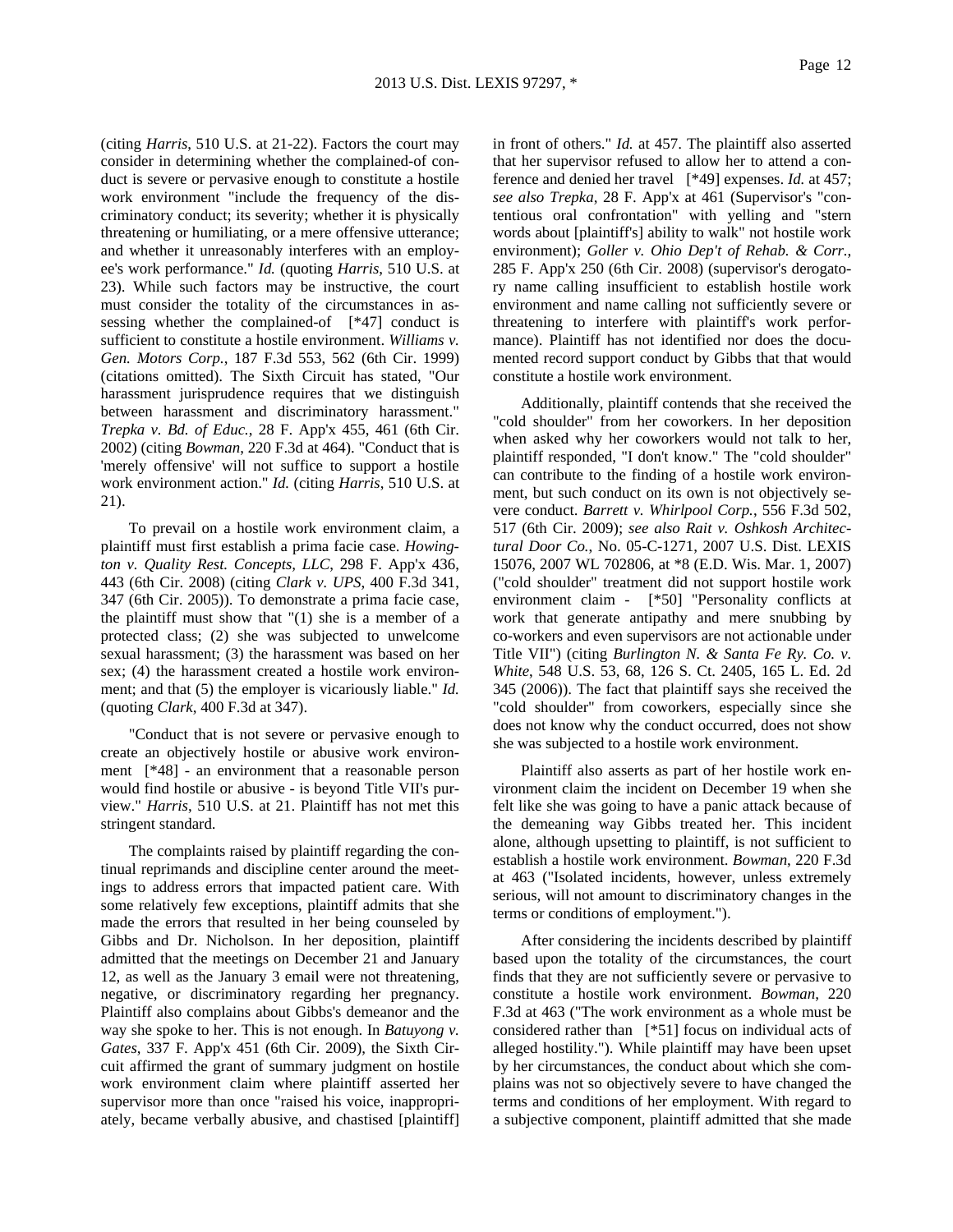(citing *Harris*, 510 U.S. at 21-22). Factors the court may consider in determining whether the complained-of conduct is severe or pervasive enough to constitute a hostile work environment "include the frequency of the discriminatory conduct; its severity; whether it is physically threatening or humiliating, or a mere offensive utterance; and whether it unreasonably interferes with an employee's work performance." *Id.* (quoting *Harris*, 510 U.S. at 23). While such factors may be instructive, the court must consider the totality of the circumstances in assessing whether the complained-of [*47] conduct is sufficient to constitute a hostile environment. *Williams v. Gen. Motors Corp.*, 187 F.3d 553, 562 (6th Cir. 1999) (citations omitted). The Sixth Circuit has stated, "Our harassment jurisprudence requires that we distinguish between harassment and discriminatory harassment." *Trepka v. Bd. of Educ.*, 28 F. App'x 455, 461 (6th Cir. 2002) (citing *Bowman*, 220 F.3d at 464). "Conduct that is 'merely offensive' will not suffice to support a hostile work environment action." *Id.* (citing *Harris*, 510 U.S. at 21).

To prevail on a hostile work environment claim, a plaintiff must first establish a prima facie case. *Howington v. Quality Rest. Concepts, LLC*, 298 F. App'x 436, 443 (6th Cir. 2008) (citing *Clark v. UPS*, 400 F.3d 341, 347 (6th Cir. 2005)). To demonstrate a prima facie case, the plaintiff must show that "(1) she is a member of a protected class; (2) she was subjected to unwelcome sexual harassment; (3) the harassment was based on her sex; (4) the harassment created a hostile work environment; and that (5) the employer is vicariously liable." *Id.* (quoting *Clark*, 400 F.3d at 347).

"Conduct that is not severe or pervasive enough to create an objectively hostile or abusive work environment [*48] - an environment that a reasonable person would find hostile or abusive - is beyond Title VII's purview." *Harris*, 510 U.S. at 21. Plaintiff has not met this stringent standard.

The complaints raised by plaintiff regarding the continual reprimands and discipline center around the meetings to address errors that impacted patient care. With some relatively few exceptions, plaintiff admits that she made the errors that resulted in her being counseled by Gibbs and Dr. Nicholson. In her deposition, plaintiff admitted that the meetings on December 21 and January 12, as well as the January 3 email were not threatening, negative, or discriminatory regarding her pregnancy. Plaintiff also complains about Gibbs's demeanor and the way she spoke to her. This is not enough. In *Batuyong v. Gates*, 337 F. App'x 451 (6th Cir. 2009), the Sixth Circuit affirmed the grant of summary judgment on hostile work environment claim where plaintiff asserted her supervisor more than once "raised his voice, inappropriately, became verbally abusive, and chastised [plaintiff] in front of others." *Id.* at 457. The plaintiff also asserted that her supervisor refused to allow her to attend a conference and denied her travel [*49] expenses. *Id.* at 457; *see also Trepka*, 28 F. App'x at 461 (Supervisor's "contentious oral confrontation" with yelling and "stern words about [plaintiff's] ability to walk" not hostile work environment); *Goller v. Ohio Dep't of Rehab. & Corr.*, 285 F. App'x 250 (6th Cir. 2008) (supervisor's derogatory name calling insufficient to establish hostile work environment and name calling not sufficiently severe or threatening to interfere with plaintiff's work performance). Plaintiff has not identified nor does the documented record support conduct by Gibbs that that would constitute a hostile work environment.

Additionally, plaintiff contends that she received the "cold shoulder" from her coworkers. In her deposition when asked why her coworkers would not talk to her, plaintiff responded, "I don't know." The "cold shoulder" can contribute to the finding of a hostile work environment, but such conduct on its own is not objectively severe conduct. *Barrett v. Whirlpool Corp.*, 556 F.3d 502, 517 (6th Cir. 2009); *see also Rait v. Oshkosh Architectural Door Co.*, No. 05-C-1271, 2007 U.S. Dist. LEXIS 15076, 2007 WL 702806, at *8 (E.D. Wis. Mar. 1, 2007) ("cold shoulder" treatment did not support hostile work environment claim - [*50] "Personality conflicts at work that generate antipathy and mere snubbing by co-workers and even supervisors are not actionable under Title VII") (citing *Burlington N. & Santa Fe Ry. Co. v. White*, 548 U.S. 53, 68, 126 S. Ct. 2405, 165 L. Ed. 2d 345 (2006)). The fact that plaintiff says she received the "cold shoulder" from coworkers, especially since she does not know why the conduct occurred, does not show she was subjected to a hostile work environment.

Plaintiff also asserts as part of her hostile work environment claim the incident on December 19 when she felt like she was going to have a panic attack because of the demeaning way Gibbs treated her. This incident alone, although upsetting to plaintiff, is not sufficient to establish a hostile work environment. *Bowman*, 220 F.3d at 463 ("Isolated incidents, however, unless extremely serious, will not amount to discriminatory changes in the terms or conditions of employment.").

After considering the incidents described by plaintiff based upon the totality of the circumstances, the court finds that they are not sufficiently severe or pervasive to constitute a hostile work environment. *Bowman*, 220 F.3d at 463 ("The work environment as a whole must be considered rather than [*51] focus on individual acts of alleged hostility."). While plaintiff may have been upset by her circumstances, the conduct about which she complains was not so objectively severe to have changed the terms and conditions of her employment. With regard to a subjective component, plaintiff admitted that she made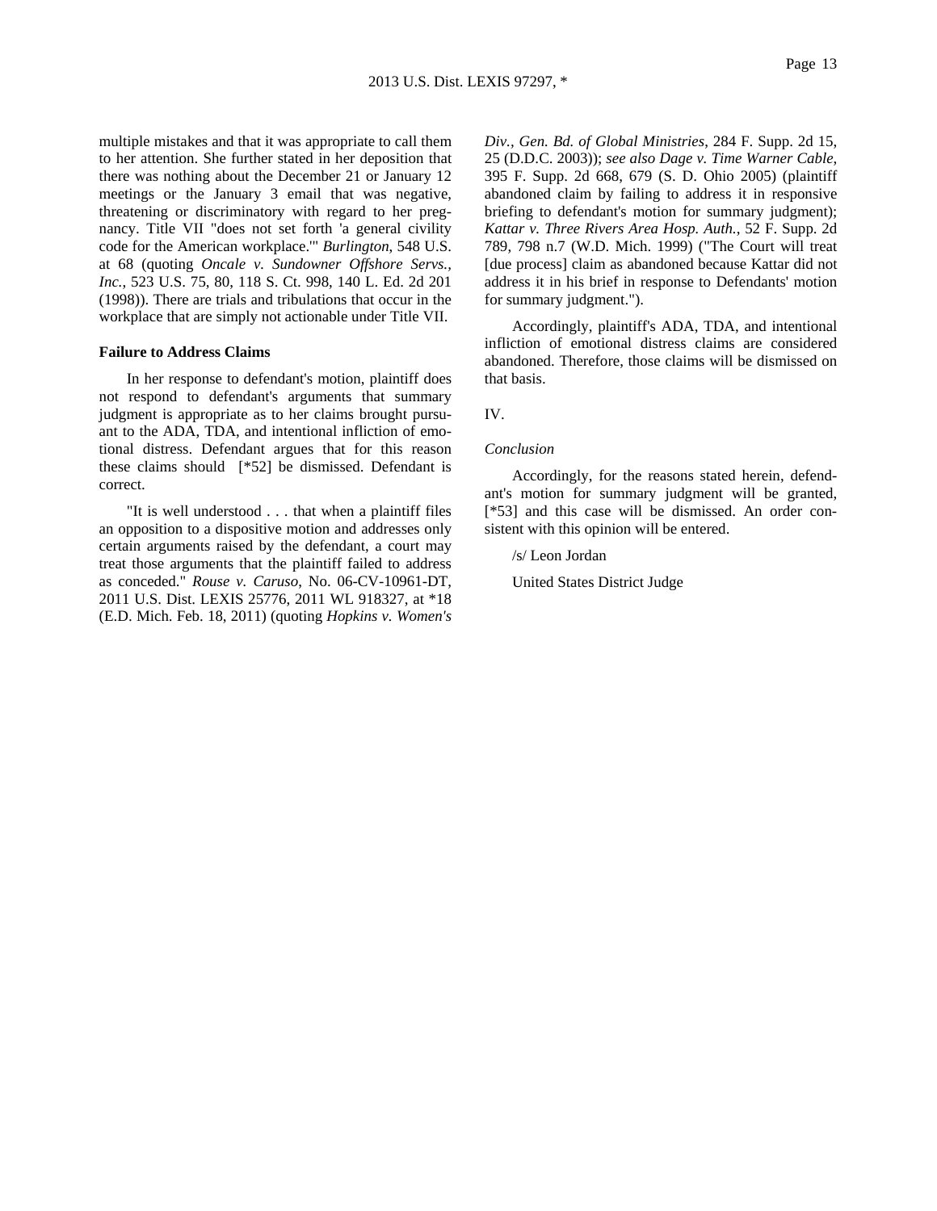multiple mistakes and that it was appropriate to call them to her attention. She further stated in her deposition that there was nothing about the December 21 or January 12 meetings or the January 3 email that was negative, threatening or discriminatory with regard to her pregnancy. Title VII "does not set forth 'a general civility code for the American workplace.'" *Burlington*, 548 U.S. at 68 (quoting *Oncale v. Sundowner Offshore Servs., Inc.*, 523 U.S. 75, 80, 118 S. Ct. 998, 140 L. Ed. 2d 201 (1998)). There are trials and tribulations that occur in the workplace that are simply not actionable under Title VII.

**Failure to Address Claims**

In her response to defendant's motion, plaintiff does not respond to defendant's arguments that summary judgment is appropriate as to her claims brought pursuant to the ADA, TDA, and intentional infliction of emotional distress. Defendant argues that for this reason these claims should [*52] be dismissed. Defendant is correct.

"It is well understood . . . that when a plaintiff files an opposition to a dispositive motion and addresses only certain arguments raised by the defendant, a court may treat those arguments that the plaintiff failed to address as conceded." *Rouse v. Caruso*, No. 06-CV-10961-DT, 2011 U.S. Dist. LEXIS 25776, 2011 WL 918327, at *18 (E.D. Mich. Feb. 18, 2011) (quoting *Hopkins v. Women's Div., Gen. Bd. of Global Ministries*, 284 F. Supp. 2d 15, 25 (D.D.C. 2003)); *see also Dage v. Time Warner Cable*, 395 F. Supp. 2d 668, 679 (S. D. Ohio 2005) (plaintiff abandoned claim by failing to address it in responsive briefing to defendant's motion for summary judgment); *Kattar v. Three Rivers Area Hosp. Auth.*, 52 F. Supp. 2d 789, 798 n.7 (W.D. Mich. 1999) ("The Court will treat [due process] claim as abandoned because Kattar did not address it in his brief in response to Defendants' motion for summary judgment.").

Accordingly, plaintiff's ADA, TDA, and intentional infliction of emotional distress claims are considered abandoned. Therefore, those claims will be dismissed on that basis.

IV.

*Conclusion*

Accordingly, for the reasons stated herein, defendant's motion for summary judgment will be granted, [*53] and this case will be dismissed. An order consistent with this opinion will be entered.

/s/ Leon Jordan

United States District Judge